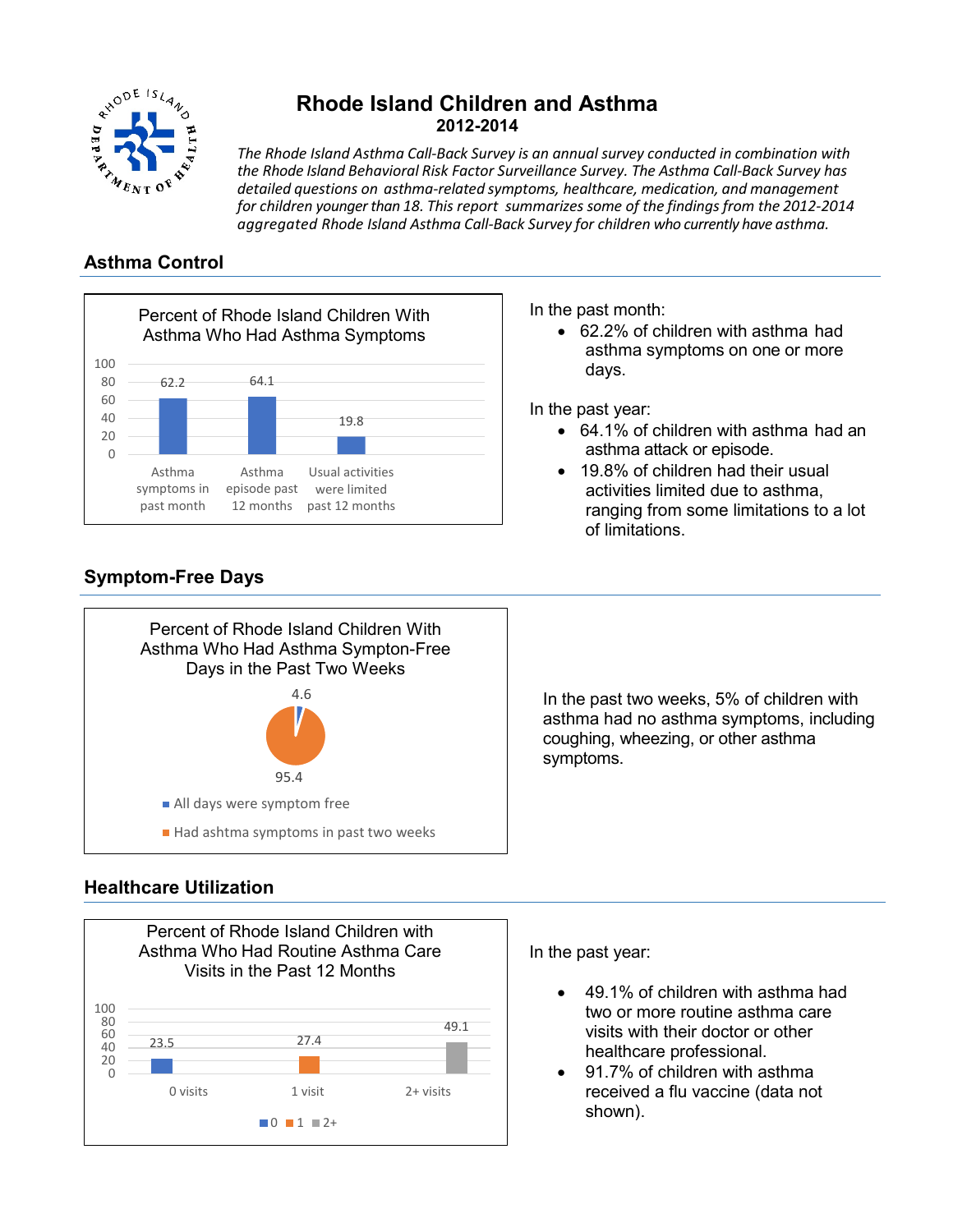# Rhode Island Children and Asthma

## 2012-2014

*The Rhode Island Asthma Call-Back Survey is an annual survey conducted in combination with the Rhode Island Behavioral Risk Factor Surveillance Survey. The Asthma Call-Back Survey has detailed questions on asthma-related symptoms, healthcare, medication, and management for children younger than 18. This report summarizes some of the findings from the 2012-2014 aggregated Rhode Island Asthma Call-Back Survey for children who currently have asthma.*

## Asthma Control

**Percent of Rhode Island Children With Asthma Who Had Asthma Symptoms**

| Measure | Percent |
|---|---|
| Asthma symptoms in past month | 62.2 |
| Asthma episode past 12 months | 64.1 |
| Usual activities were limited past 12 months | 19.8 |

In the past month:

- 62.2% of children with asthma had asthma symptoms on one or more days.

In the past year:

- 64.1% of children with asthma had an asthma attack or episode.
- 19.8% of children had their usual activities limited due to asthma, ranging from some limitations to a lot of limitations.

## Symptom-Free Days

**Percent of Rhode Island Children With Asthma Who Had Asthma Sympton-Free Days in the Past Two Weeks**

| Category | Percent |
|---|---|
| All days were symptom free | 4.6 |
| Had ashtma symptoms in past two weeks | 95.4 |

In the past two weeks, 5% of children with asthma had no asthma symptoms, including coughing, wheezing, or other asthma symptoms.

## Healthcare Utilization

**Percent of Rhode Island Children with Asthma Who Had Routine Asthma Care Visits in the Past 12 Months**

| Visits | Percent |
|---|---|
| 0 visits | 23.5 |
| 1 visit | 27.4 |
| 2+ visits | 49.1 |

In the past year:

- 49.1% of children with asthma had two or more routine asthma care visits with their doctor or other healthcare professional.
- 91.7% of children with asthma received a flu vaccine (data not shown).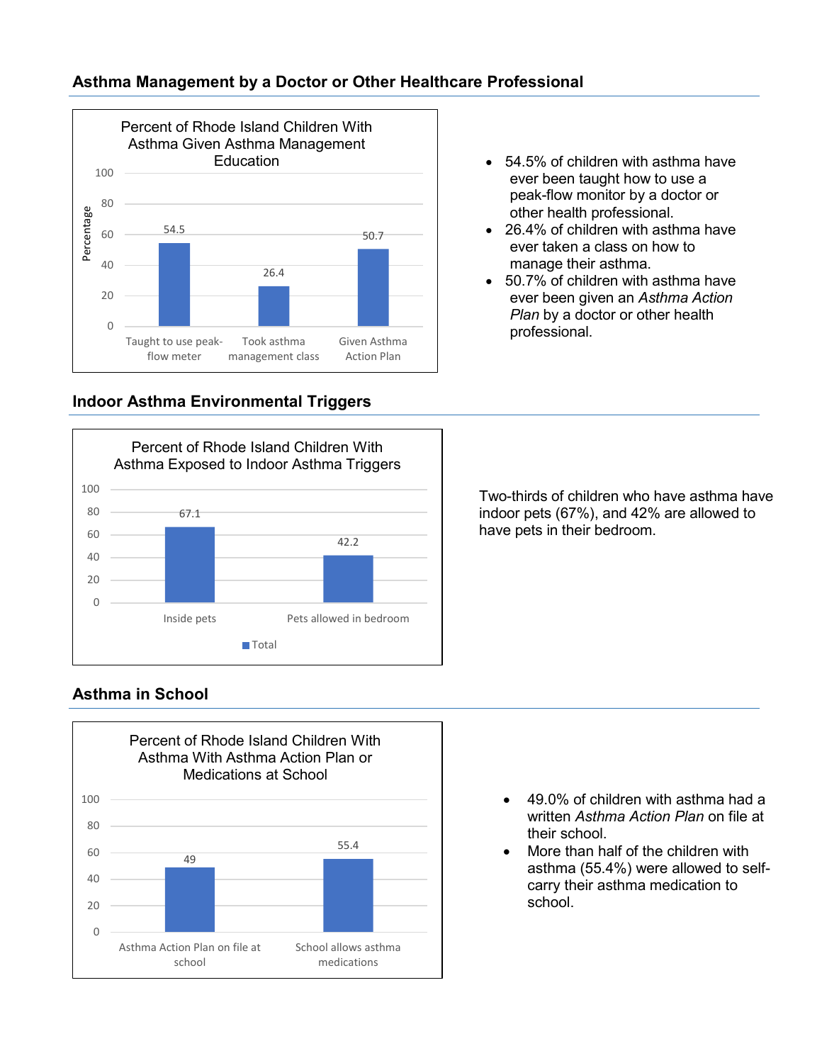## Asthma Management by a Doctor or Other Healthcare Professional

**Percent of Rhode Island Children With Asthma Given Asthma Management Education**

| | Percentage |
|---|---|
| Taught to use peak-flow meter | 54.5 |
| Took asthma management class | 26.4 |
| Given Asthma Action Plan | 50.7 |

- 54.5% of children with asthma have ever been taught how to use a peak-flow monitor by a doctor or other health professional.
- 26.4% of children with asthma have ever taken a class on how to manage their asthma.
- 50.7% of children with asthma have ever been given an *Asthma Action Plan* by a doctor or other health professional.

## Indoor Asthma Environmental Triggers

**Percent of Rhode Island Children With Asthma Exposed to Indoor Asthma Triggers**

| | Total |
|---|---|
| Inside pets | 67.1 |
| Pets allowed in bedroom | 42.2 |

Two-thirds of children who have asthma have indoor pets (67%), and 42% are allowed to have pets in their bedroom.

## Asthma in School

**Percent of Rhode Island Children With Asthma With Asthma Action Plan or Medications at School**

| | Percentage |
|---|---|
| Asthma Action Plan on file at school | 49 |
| School allows asthma medications | 55.4 |

- 49.0% of children with asthma had a written *Asthma Action Plan* on file at their school.
- More than half of the children with asthma (55.4%) were allowed to self-carry their asthma medication to school.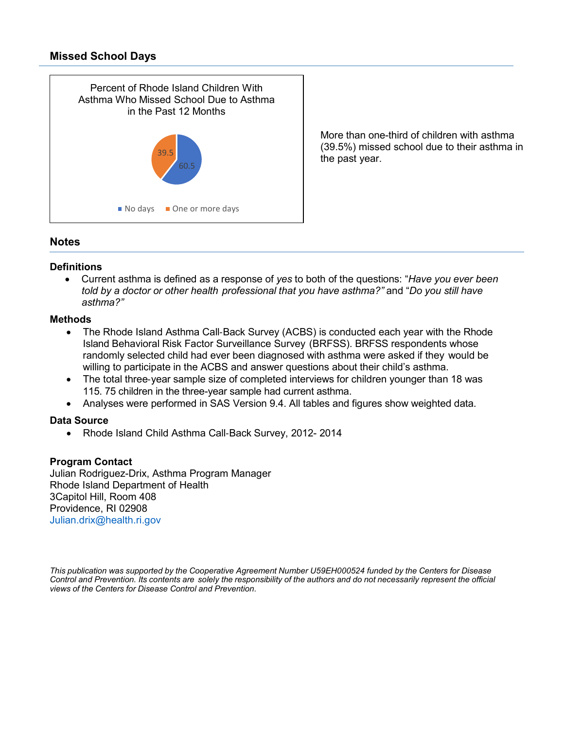## Missed School Days

Percent of Rhode Island Children With Asthma Who Missed School Due to Asthma in the Past 12 Months

39.5

60.5

No days

One or more days

More than one-third of children with asthma (39.5%) missed school due to their asthma in the past year.

## Notes

### Definitions

- Current asthma is defined as a response of *yes* to both of the questions: "*Have you ever been told by a doctor or other health professional that you have asthma?"* and "*Do you still have asthma?"*

### Methods

- The Rhode Island Asthma Call-Back Survey (ACBS) is conducted each year with the Rhode Island Behavioral Risk Factor Surveillance Survey (BRFSS). BRFSS respondents whose randomly selected child had ever been diagnosed with asthma were asked if they would be willing to participate in the ACBS and answer questions about their child's asthma.
- The total three-year sample size of completed interviews for children younger than 18 was 115. 75 children in the three-year sample had current asthma.
- Analyses were performed in SAS Version 9.4. All tables and figures show weighted data.

### Data Source

- Rhode Island Child Asthma Call-Back Survey, 2012- 2014

**Program Contact**
Julian Rodriguez-Drix, Asthma Program Manager
Rhode Island Department of Health
3Capitol Hill, Room 408
Providence, RI 02908
Julian.drix@health.ri.gov

*This publication was supported by the Cooperative Agreement Number U59EH000524 funded by the Centers for Disease Control and Prevention. Its contents are solely the responsibility of the authors and do not necessarily represent the official views of the Centers for Disease Control and Prevention.*